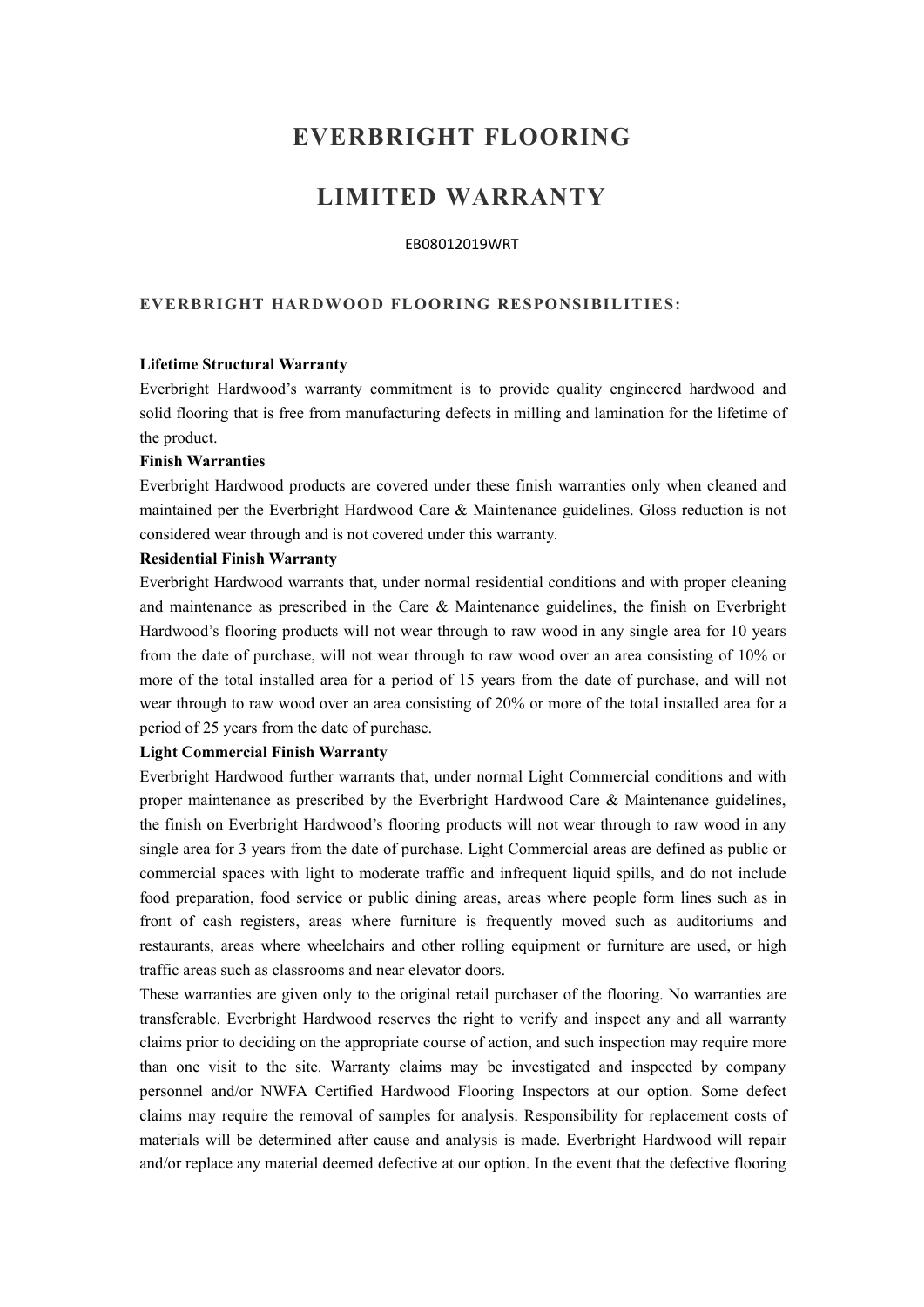# EVERBRIGHT FLOORING

# LIMITED WARRANTY

EB08012019WRT

## EVERBRIGHT HARDWOOD FLOORING RESPONSIBILITIES:

**Lifetime Structural Warranty**

Everbright Hardwood's warranty commitment is to provide quality engineered hardwood and solid flooring that is free from manufacturing defects in milling and lamination for the lifetime of the product.

**Finish Warranties**

Everbright Hardwood products are covered under these finish warranties only when cleaned and maintained per the Everbright Hardwood Care & Maintenance guidelines. Gloss reduction is not considered wear through and is not covered under this warranty.

**Residential Finish Warranty**

Everbright Hardwood warrants that, under normal residential conditions and with proper cleaning and maintenance as prescribed in the Care & Maintenance guidelines, the finish on Everbright Hardwood's flooring products will not wear through to raw wood in any single area for 10 years from the date of purchase, will not wear through to raw wood over an area consisting of 10% or more of the total installed area for a period of 15 years from the date of purchase, and will not wear through to raw wood over an area consisting of 20% or more of the total installed area for a period of 25 years from the date of purchase.

**Light Commercial Finish Warranty**

Everbright Hardwood further warrants that, under normal Light Commercial conditions and with proper maintenance as prescribed by the Everbright Hardwood Care & Maintenance guidelines, the finish on Everbright Hardwood's flooring products will not wear through to raw wood in any single area for 3 years from the date of purchase. Light Commercial areas are defined as public or commercial spaces with light to moderate traffic and infrequent liquid spills, and do not include food preparation, food service or public dining areas, areas where people form lines such as in front of cash registers, areas where furniture is frequently moved such as auditoriums and restaurants, areas where wheelchairs and other rolling equipment or furniture are used, or high traffic areas such as classrooms and near elevator doors.

These warranties are given only to the original retail purchaser of the flooring. No warranties are transferable. Everbright Hardwood reserves the right to verify and inspect any and all warranty claims prior to deciding on the appropriate course of action, and such inspection may require more than one visit to the site. Warranty claims may be investigated and inspected by company personnel and/or NWFA Certified Hardwood Flooring Inspectors at our option. Some defect claims may require the removal of samples for analysis. Responsibility for replacement costs of materials will be determined after cause and analysis is made. Everbright Hardwood will repair and/or replace any material deemed defective at our option. In the event that the defective flooring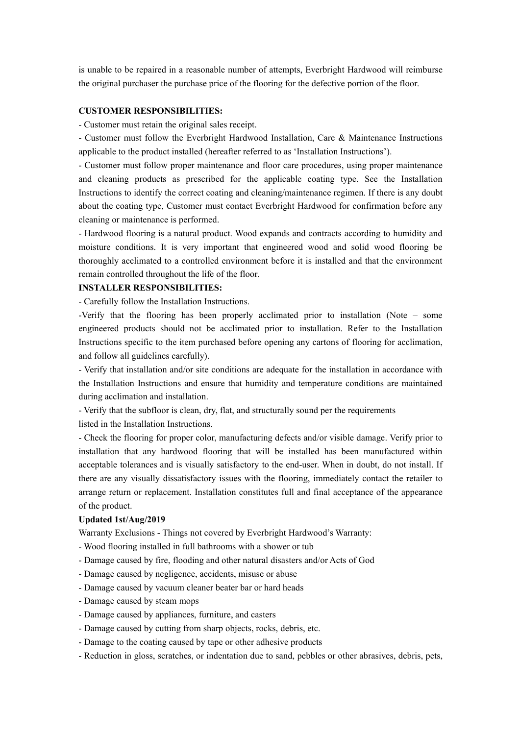is unable to be repaired in a reasonable number of attempts, Everbright Hardwood will reimburse the original purchaser the purchase price of the flooring for the defective portion of the floor.

**CUSTOMER RESPONSIBILITIES:**

- Customer must retain the original sales receipt.
- Customer must follow the Everbright Hardwood Installation, Care & Maintenance Instructions applicable to the product installed (hereafter referred to as 'Installation Instructions').
- Customer must follow proper maintenance and floor care procedures, using proper maintenance and cleaning products as prescribed for the applicable coating type. See the Installation Instructions to identify the correct coating and cleaning/maintenance regimen. If there is any doubt about the coating type, Customer must contact Everbright Hardwood for confirmation before any cleaning or maintenance is performed.
- Hardwood flooring is a natural product. Wood expands and contracts according to humidity and moisture conditions. It is very important that engineered wood and solid wood flooring be thoroughly acclimated to a controlled environment before it is installed and that the environment remain controlled throughout the life of the floor.

**INSTALLER RESPONSIBILITIES:**

- Carefully follow the Installation Instructions.
- Verify that the flooring has been properly acclimated prior to installation (Note – some engineered products should not be acclimated prior to installation. Refer to the Installation Instructions specific to the item purchased before opening any cartons of flooring for acclimation, and follow all guidelines carefully).
- Verify that installation and/or site conditions are adequate for the installation in accordance with the Installation Instructions and ensure that humidity and temperature conditions are maintained during acclimation and installation.
- Verify that the subfloor is clean, dry, flat, and structurally sound per the requirements listed in the Installation Instructions.
- Check the flooring for proper color, manufacturing defects and/or visible damage. Verify prior to installation that any hardwood flooring that will be installed has been manufactured within acceptable tolerances and is visually satisfactory to the end-user. When in doubt, do not install. If there are any visually dissatisfactory issues with the flooring, immediately contact the retailer to arrange return or replacement. Installation constitutes full and final acceptance of the appearance of the product.

**Updated 1st/Aug/2019**

Warranty Exclusions - Things not covered by Everbright Hardwood's Warranty:

- Wood flooring installed in full bathrooms with a shower or tub
- Damage caused by fire, flooding and other natural disasters and/or Acts of God
- Damage caused by negligence, accidents, misuse or abuse
- Damage caused by vacuum cleaner beater bar or hard heads
- Damage caused by steam mops
- Damage caused by appliances, furniture, and casters
- Damage caused by cutting from sharp objects, rocks, debris, etc.
- Damage to the coating caused by tape or other adhesive products
- Reduction in gloss, scratches, or indentation due to sand, pebbles or other abrasives, debris, pets,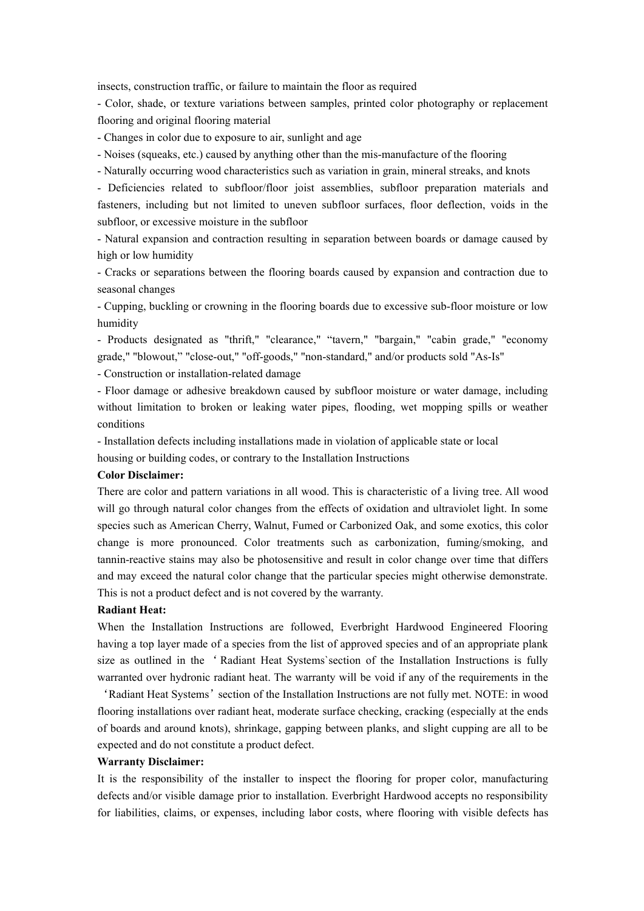insects, construction traffic, or failure to maintain the floor as required

- Color, shade, or texture variations between samples, printed color photography or replacement flooring and original flooring material
- Changes in color due to exposure to air, sunlight and age
- Noises (squeaks, etc.) caused by anything other than the mis-manufacture of the flooring
- Naturally occurring wood characteristics such as variation in grain, mineral streaks, and knots
- Deficiencies related to subfloor/floor joist assemblies, subfloor preparation materials and fasteners, including but not limited to uneven subfloor surfaces, floor deflection, voids in the subfloor, or excessive moisture in the subfloor
- Natural expansion and contraction resulting in separation between boards or damage caused by high or low humidity
- Cracks or separations between the flooring boards caused by expansion and contraction due to seasonal changes
- Cupping, buckling or crowning in the flooring boards due to excessive sub-floor moisture or low humidity
- Products designated as "thrift," "clearance," "tavern," "bargain," "cabin grade," "economy grade," "blowout," "close-out," "off-goods," "non-standard," and/or products sold "As-Is"
- Construction or installation-related damage
- Floor damage or adhesive breakdown caused by subfloor moisture or water damage, including without limitation to broken or leaking water pipes, flooding, wet mopping spills or weather conditions
- Installation defects including installations made in violation of applicable state or local housing or building codes, or contrary to the Installation Instructions

**Color Disclaimer:**

There are color and pattern variations in all wood. This is characteristic of a living tree. All wood will go through natural color changes from the effects of oxidation and ultraviolet light. In some species such as American Cherry, Walnut, Fumed or Carbonized Oak, and some exotics, this color change is more pronounced. Color treatments such as carbonization, fuming/smoking, and tannin-reactive stains may also be photosensitive and result in color change over time that differs and may exceed the natural color change that the particular species might otherwise demonstrate. This is not a product defect and is not covered by the warranty.

**Radiant Heat:**

When the Installation Instructions are followed, Everbright Hardwood Engineered Flooring having a top layer made of a species from the list of approved species and of an appropriate plank size as outlined in the ‘Radiant Heat Systems`section of the Installation Instructions is fully warranted over hydronic radiant heat. The warranty will be void if any of the requirements in the ‘Radiant Heat Systems’ section of the Installation Instructions are not fully met. NOTE: in wood flooring installations over radiant heat, moderate surface checking, cracking (especially at the ends of boards and around knots), shrinkage, gapping between planks, and slight cupping are all to be expected and do not constitute a product defect.

**Warranty Disclaimer:**

It is the responsibility of the installer to inspect the flooring for proper color, manufacturing defects and/or visible damage prior to installation. Everbright Hardwood accepts no responsibility for liabilities, claims, or expenses, including labor costs, where flooring with visible defects has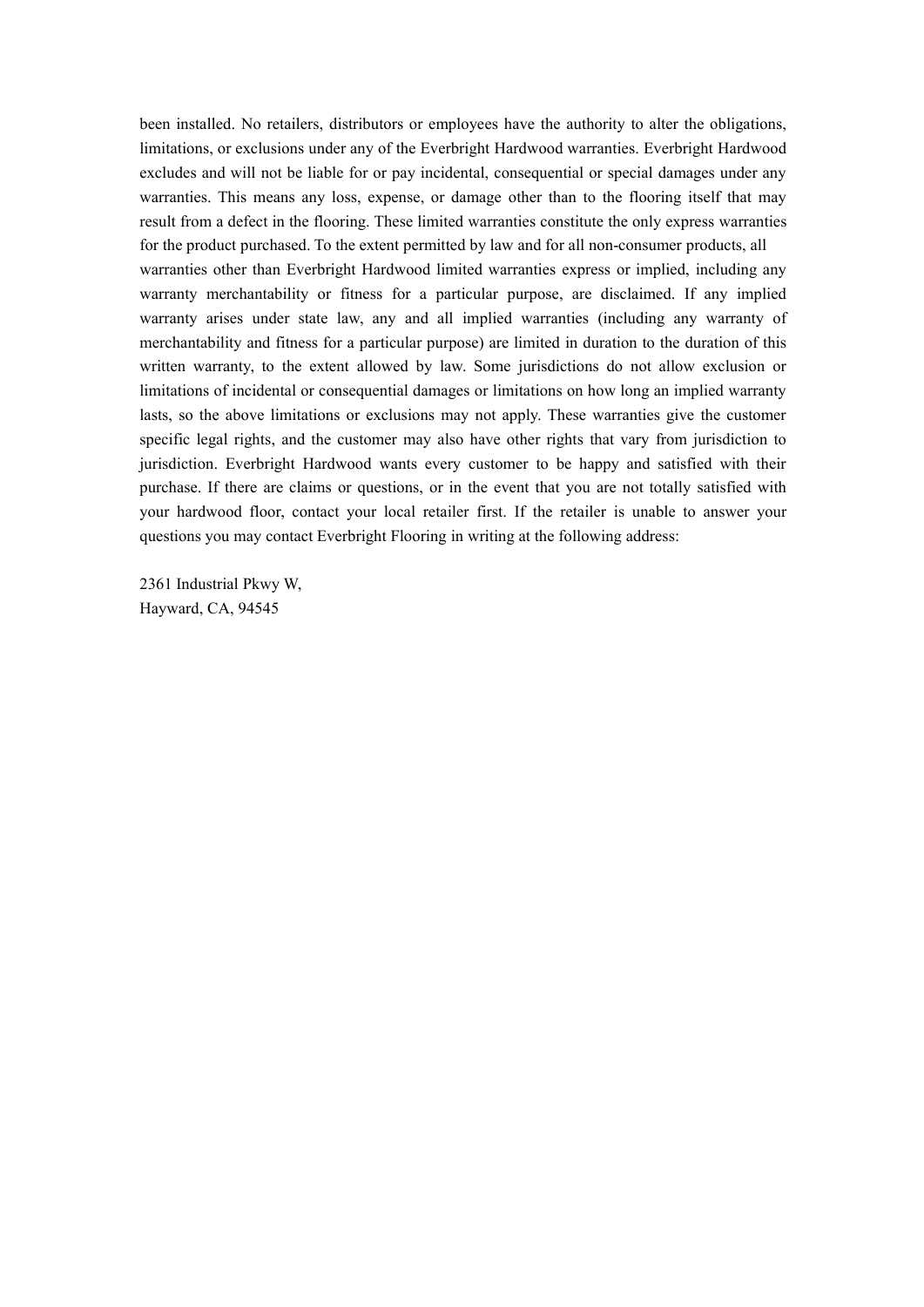been installed. No retailers, distributors or employees have the authority to alter the obligations, limitations, or exclusions under any of the Everbright Hardwood warranties. Everbright Hardwood excludes and will not be liable for or pay incidental, consequential or special damages under any warranties. This means any loss, expense, or damage other than to the flooring itself that may result from a defect in the flooring. These limited warranties constitute the only express warranties for the product purchased. To the extent permitted by law and for all non-consumer products, all warranties other than Everbright Hardwood limited warranties express or implied, including any warranty merchantability or fitness for a particular purpose, are disclaimed. If any implied warranty arises under state law, any and all implied warranties (including any warranty of merchantability and fitness for a particular purpose) are limited in duration to the duration of this written warranty, to the extent allowed by law. Some jurisdictions do not allow exclusion or limitations of incidental or consequential damages or limitations on how long an implied warranty lasts, so the above limitations or exclusions may not apply. These warranties give the customer specific legal rights, and the customer may also have other rights that vary from jurisdiction to jurisdiction. Everbright Hardwood wants every customer to be happy and satisfied with their purchase. If there are claims or questions, or in the event that you are not totally satisfied with your hardwood floor, contact your local retailer first. If the retailer is unable to answer your questions you may contact Everbright Flooring in writing at the following address:

2361 Industrial Pkwy W,
Hayward, CA, 94545